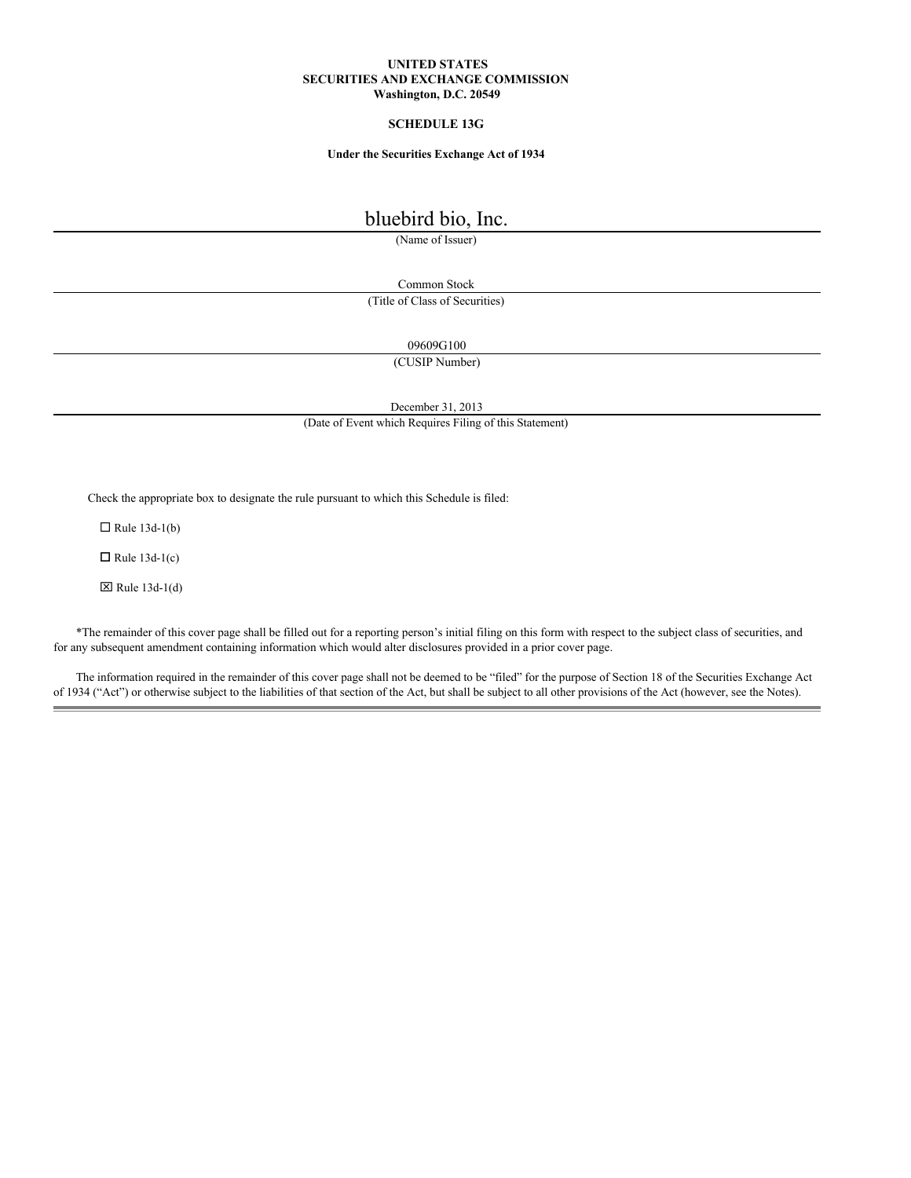**UNITED STATES**
**SECURITIES AND EXCHANGE COMMISSION**
**Washington, D.C. 20549**

**SCHEDULE 13G**

**Under the Securities Exchange Act of 1934**

bluebird bio, Inc.
(Name of Issuer)

Common Stock
(Title of Class of Securities)

09609G100
(CUSIP Number)

December 31, 2013
(Date of Event which Requires Filing of this Statement)

Check the appropriate box to designate the rule pursuant to which this Schedule is filed:

☐ Rule 13d-1(b)

☐ Rule 13d-1(c)

☒ Rule 13d-1(d)

*The remainder of this cover page shall be filled out for a reporting person's initial filing on this form with respect to the subject class of securities, and for any subsequent amendment containing information which would alter disclosures provided in a prior cover page.

The information required in the remainder of this cover page shall not be deemed to be "filed" for the purpose of Section 18 of the Securities Exchange Act of 1934 ("Act") or otherwise subject to the liabilities of that section of the Act, but shall be subject to all other provisions of the Act (however, see the Notes).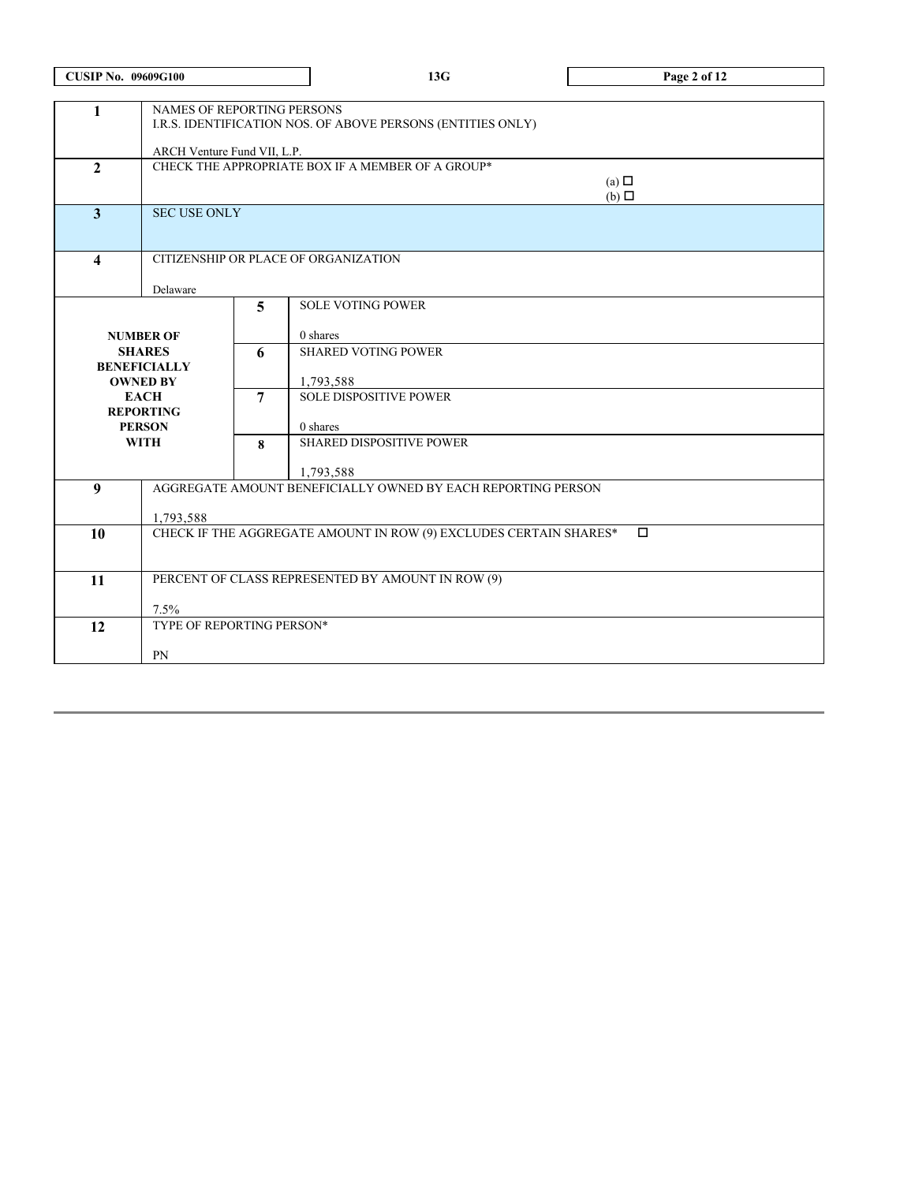| CUSIP No. 09609G100 | 13G | |
|---|---|---|

| | | | |
|---|---|---|---|
| 1 | NAMES OF REPORTING PERSONS<br>I.R.S. IDENTIFICATION NOS. OF ABOVE PERSONS (ENTITIES ONLY)<br><br>ARCH Venture Fund VII, L.P. | | |
| 2 | CHECK THE APPROPRIATE BOX IF A MEMBER OF A GROUP*<br>(a) ☐<br>(b) ☐ | | |
| 3 | SEC USE ONLY | | |
| 4 | CITIZENSHIP OR PLACE OF ORGANIZATION<br><br>Delaware | | |
| NUMBER OF SHARES BENEFICIALLY OWNED BY EACH REPORTING PERSON WITH | | 5 | SOLE VOTING POWER<br><br>0 shares |
| | | 6 | SHARED VOTING POWER<br><br>1,793,588 |
| | | 7 | SOLE DISPOSITIVE POWER<br><br>0 shares |
| | | 8 | SHARED DISPOSITIVE POWER<br><br>1,793,588 |
| 9 | AGGREGATE AMOUNT BENEFICIALLY OWNED BY EACH REPORTING PERSON<br><br>1,793,588 | | |
| 10 | CHECK IF THE AGGREGATE AMOUNT IN ROW (9) EXCLUDES CERTAIN SHARES* ☐ | | |
| 11 | PERCENT OF CLASS REPRESENTED BY AMOUNT IN ROW (9)<br><br>7.5% | | |
| 12 | TYPE OF REPORTING PERSON*<br><br>PN | | |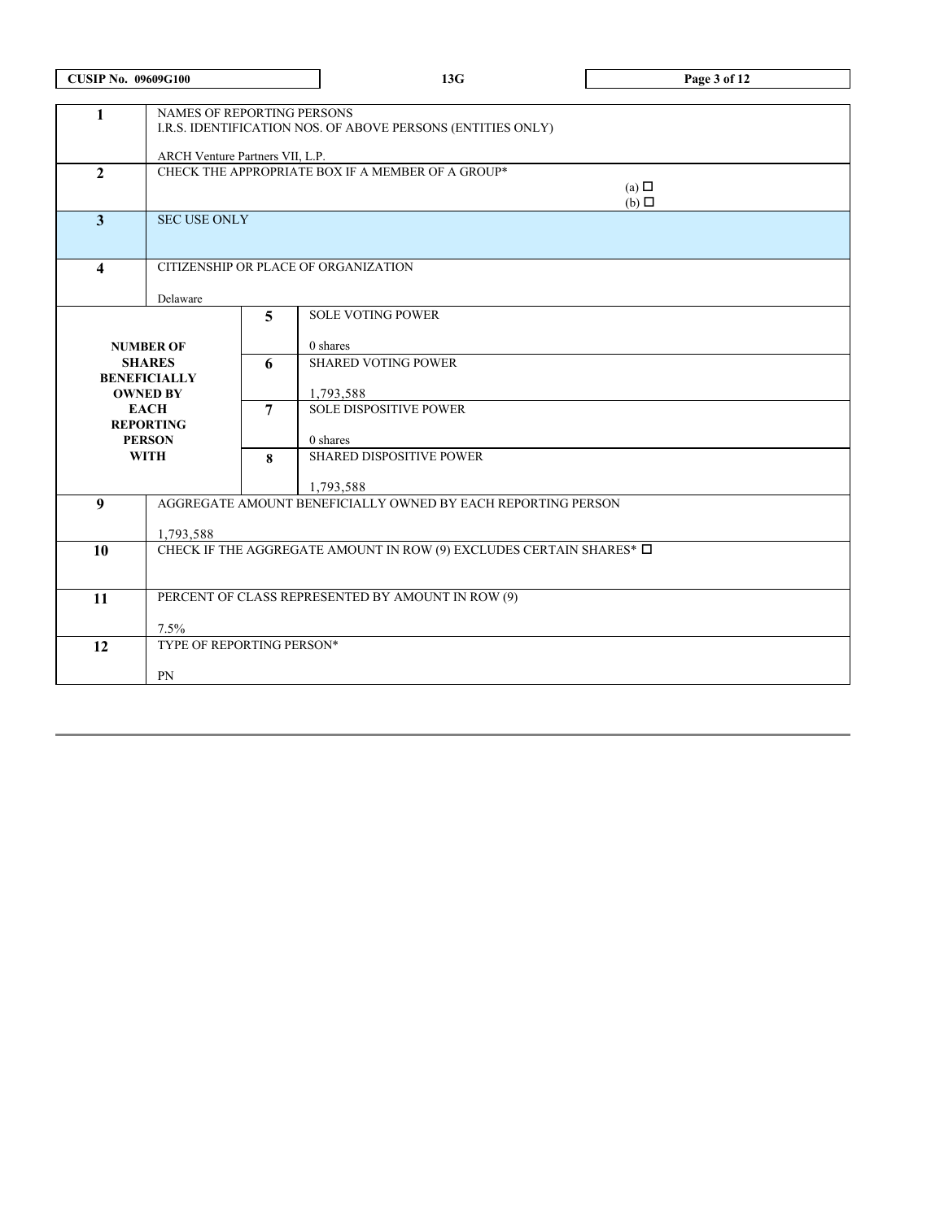| | | | |
|---|---|---|---|
| 1 | NAMES OF REPORTING PERSONS<br>I.R.S. IDENTIFICATION NOS. OF ABOVE PERSONS (ENTITIES ONLY)<br><br>ARCH Venture Partners VII, L.P. | | |
| 2 | CHECK THE APPROPRIATE BOX IF A MEMBER OF A GROUP*<br>(a) ☐<br>(b) ☐ | | |
| 3 | SEC USE ONLY | | |
| 4 | CITIZENSHIP OR PLACE OF ORGANIZATION<br><br>Delaware | | |
| NUMBER OF SHARES BENEFICIALLY OWNED BY EACH REPORTING PERSON WITH | | 5 | SOLE VOTING POWER<br><br>0 shares |
| | | 6 | SHARED VOTING POWER<br><br>1,793,588 |
| | | 7 | SOLE DISPOSITIVE POWER<br><br>0 shares |
| | | 8 | SHARED DISPOSITIVE POWER<br><br>1,793,588 |
| 9 | AGGREGATE AMOUNT BENEFICIALLY OWNED BY EACH REPORTING PERSON<br><br>1,793,588 | | |
| 10 | CHECK IF THE AGGREGATE AMOUNT IN ROW (9) EXCLUDES CERTAIN SHARES* ☐ | | |
| 11 | PERCENT OF CLASS REPRESENTED BY AMOUNT IN ROW (9)<br><br>7.5% | | |
| 12 | TYPE OF REPORTING PERSON*<br><br>PN | | |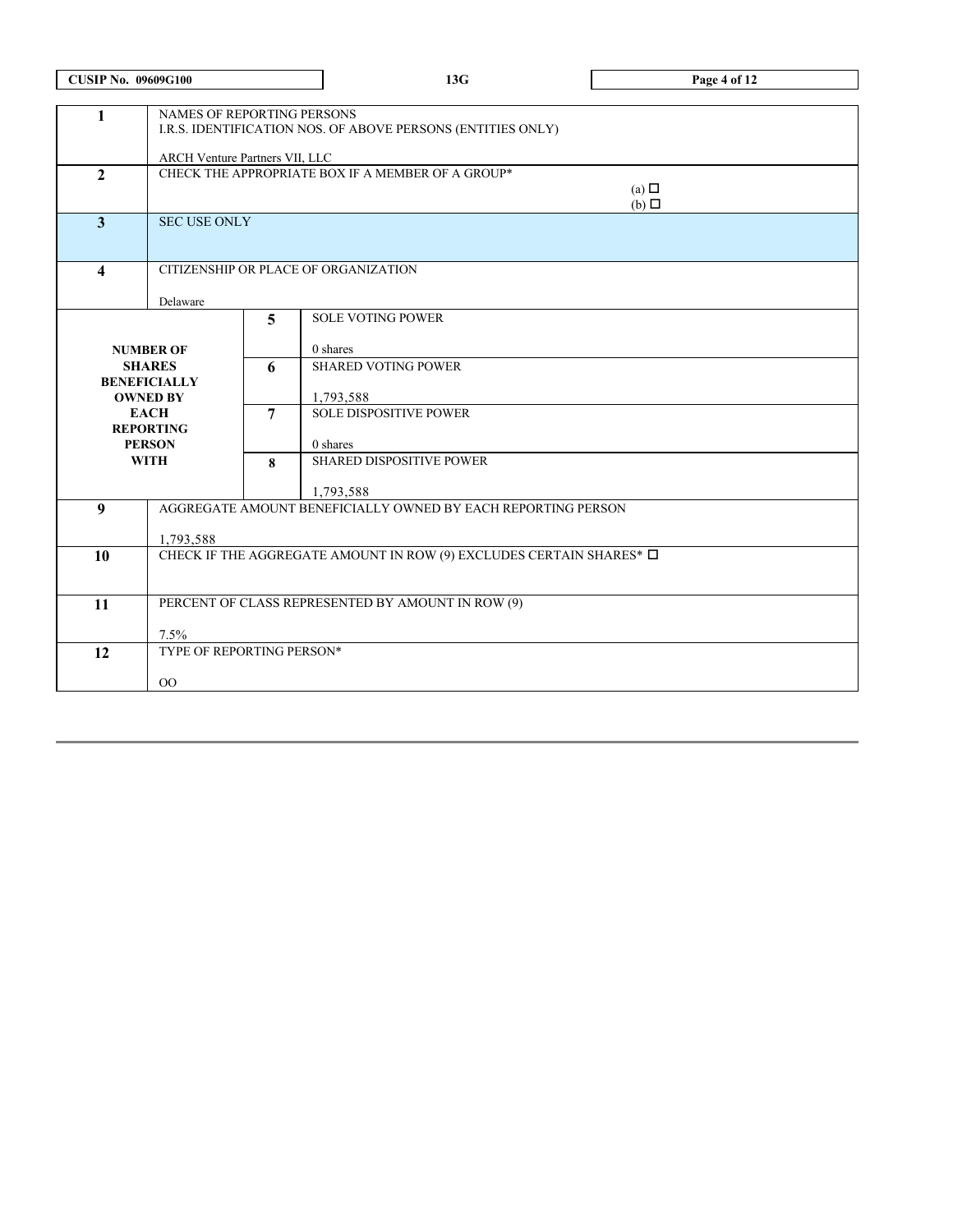| CUSIP No. 09609G100 | 13G |
|---|---|

| | | | |
|---|---|---|---|
| 1 | NAMES OF REPORTING PERSONS<br>I.R.S. IDENTIFICATION NOS. OF ABOVE PERSONS (ENTITIES ONLY)<br><br>ARCH Venture Partners VII, LLC | | |
| 2 | CHECK THE APPROPRIATE BOX IF A MEMBER OF A GROUP*<br>(a) ☐<br>(b) ☐ | | |
| 3 | SEC USE ONLY | | |
| 4 | CITIZENSHIP OR PLACE OF ORGANIZATION<br><br>Delaware | | |
| NUMBER OF SHARES BENEFICIALLY OWNED BY EACH REPORTING PERSON WITH | | 5 | SOLE VOTING POWER<br><br>0 shares |
| | | 6 | SHARED VOTING POWER<br><br>1,793,588 |
| | | 7 | SOLE DISPOSITIVE POWER<br><br>0 shares |
| | | 8 | SHARED DISPOSITIVE POWER<br><br>1,793,588 |
| 9 | AGGREGATE AMOUNT BENEFICIALLY OWNED BY EACH REPORTING PERSON<br><br>1,793,588 | | |
| 10 | CHECK IF THE AGGREGATE AMOUNT IN ROW (9) EXCLUDES CERTAIN SHARES* ☐ | | |
| 11 | PERCENT OF CLASS REPRESENTED BY AMOUNT IN ROW (9)<br><br>7.5% | | |
| 12 | TYPE OF REPORTING PERSON*<br><br>OO | | |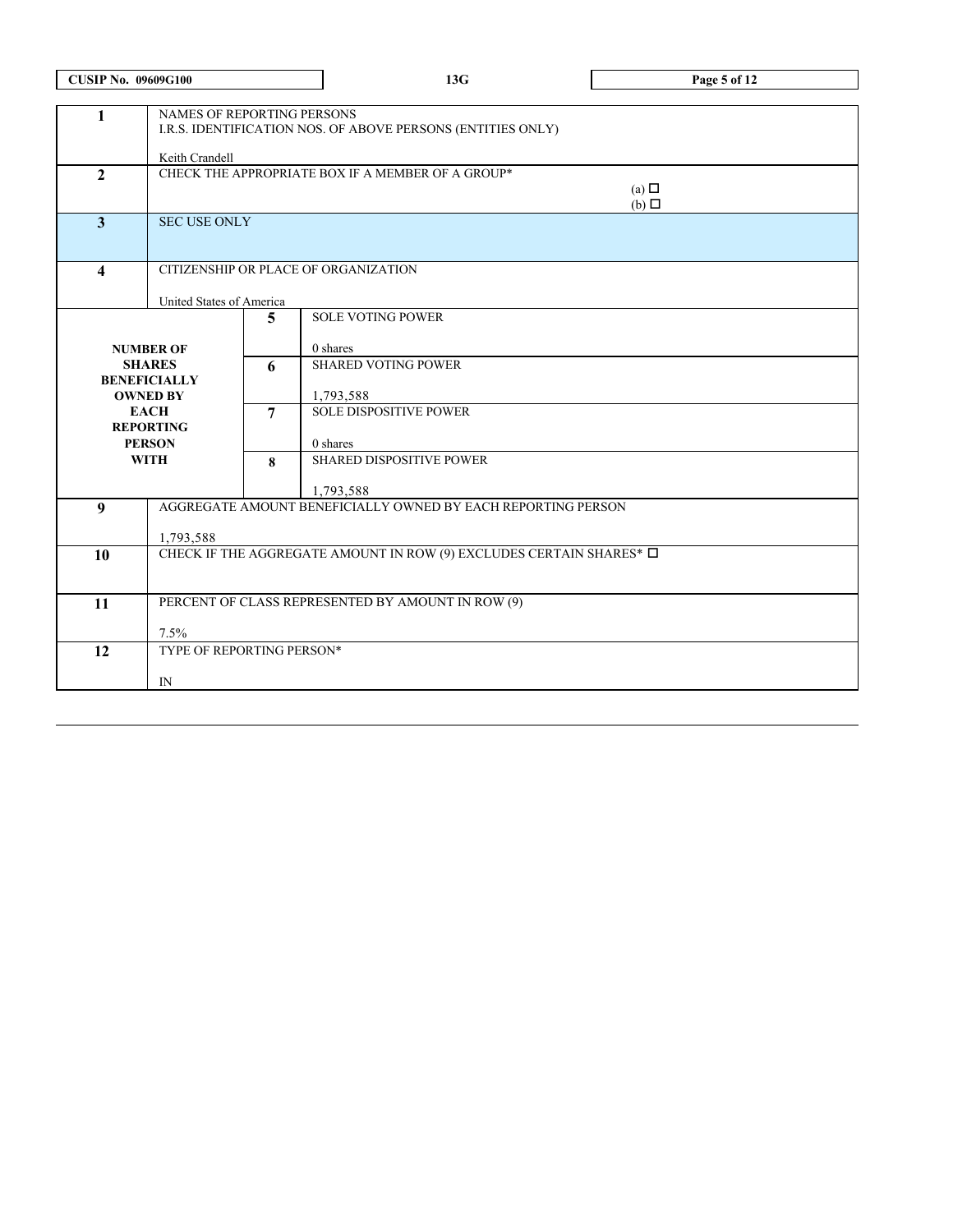| CUSIP No. 09609G100 | 13G | |
|---|---|---|

| | | | |
|---|---|---|---|
| 1 | NAMES OF REPORTING PERSONS<br>I.R.S. IDENTIFICATION NOS. OF ABOVE PERSONS (ENTITIES ONLY)<br><br>Keith Crandell | | |
| 2 | CHECK THE APPROPRIATE BOX IF A MEMBER OF A GROUP*<br>(a) ☐<br>(b) ☐ | | |
| 3 | SEC USE ONLY | | |
| 4 | CITIZENSHIP OR PLACE OF ORGANIZATION<br><br>United States of America | | |
| NUMBER OF SHARES BENEFICIALLY OWNED BY EACH REPORTING PERSON WITH | | 5 | SOLE VOTING POWER<br><br>0 shares |
| | | 6 | SHARED VOTING POWER<br><br>1,793,588 |
| | | 7 | SOLE DISPOSITIVE POWER<br><br>0 shares |
| | | 8 | SHARED DISPOSITIVE POWER<br><br>1,793,588 |
| 9 | AGGREGATE AMOUNT BENEFICIALLY OWNED BY EACH REPORTING PERSON<br><br>1,793,588 | | |
| 10 | CHECK IF THE AGGREGATE AMOUNT IN ROW (9) EXCLUDES CERTAIN SHARES* ☐ | | |
| 11 | PERCENT OF CLASS REPRESENTED BY AMOUNT IN ROW (9)<br><br>7.5% | | |
| 12 | TYPE OF REPORTING PERSON*<br><br>IN | | |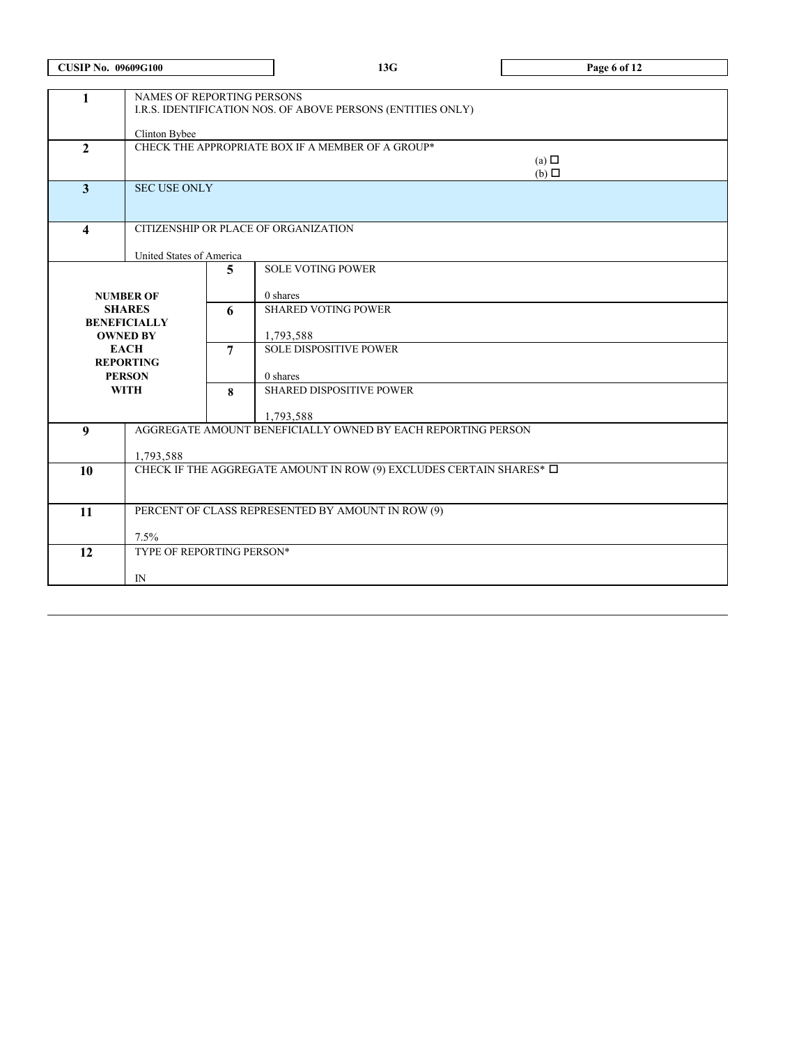| CUSIP No. 09609G100 | 13G | |
|---|---|---|

| | | |
|---|---|---|
| 1 | NAMES OF REPORTING PERSONS<br>I.R.S. IDENTIFICATION NOS. OF ABOVE PERSONS (ENTITIES ONLY)<br><br>Clinton Bybee | |
| 2 | CHECK THE APPROPRIATE BOX IF A MEMBER OF A GROUP* | (a) ☐<br>(b) ☐ |
| 3 | SEC USE ONLY | |
| 4 | CITIZENSHIP OR PLACE OF ORGANIZATION<br><br>United States of America | |

| NUMBER OF SHARES BENEFICIALLY OWNED BY EACH REPORTING PERSON WITH | | |
|---|---|---|
| | 5 | SOLE VOTING POWER<br><br>0 shares |
| | 6 | SHARED VOTING POWER<br><br>1,793,588 |
| | 7 | SOLE DISPOSITIVE POWER<br><br>0 shares |
| | 8 | SHARED DISPOSITIVE POWER<br><br>1,793,588 |

| | |
|---|---|
| 9 | AGGREGATE AMOUNT BENEFICIALLY OWNED BY EACH REPORTING PERSON<br><br>1,793,588 |
| 10 | CHECK IF THE AGGREGATE AMOUNT IN ROW (9) EXCLUDES CERTAIN SHARES* ☐ |
| 11 | PERCENT OF CLASS REPRESENTED BY AMOUNT IN ROW (9)<br><br>7.5% |
| 12 | TYPE OF REPORTING PERSON*<br><br>IN |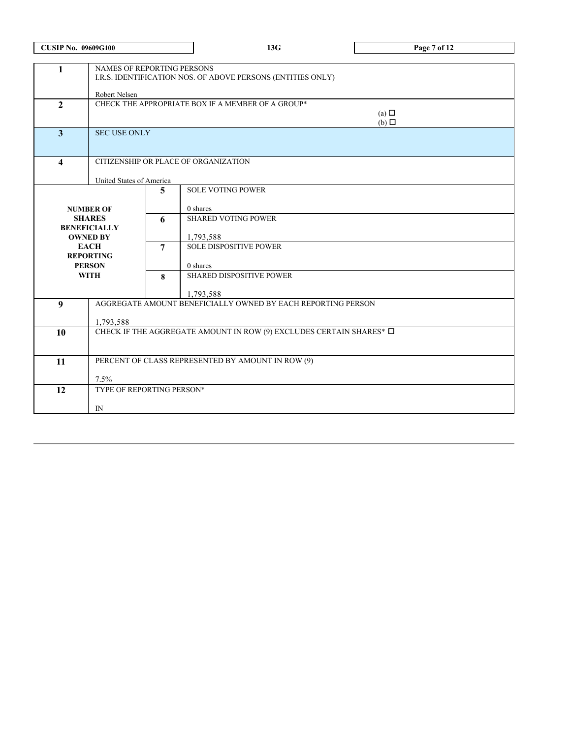CUSIP No. 09609G100 | 13G

| | | | |
|---|---|---|---|
| 1 | NAMES OF REPORTING PERSONS<br>I.R.S. IDENTIFICATION NOS. OF ABOVE PERSONS (ENTITIES ONLY)<br><br>Robert Nelsen | | |
| 2 | CHECK THE APPROPRIATE BOX IF A MEMBER OF A GROUP*<br>(a) ☐<br>(b) ☐ | | |
| 3 | SEC USE ONLY | | |
| 4 | CITIZENSHIP OR PLACE OF ORGANIZATION<br><br>United States of America | | |
| NUMBER OF SHARES BENEFICIALLY OWNED BY EACH REPORTING PERSON WITH | | 5 | SOLE VOTING POWER<br><br>0 shares |
| | | 6 | SHARED VOTING POWER<br><br>1,793,588 |
| | | 7 | SOLE DISPOSITIVE POWER<br><br>0 shares |
| | | 8 | SHARED DISPOSITIVE POWER<br><br>1,793,588 |
| 9 | AGGREGATE AMOUNT BENEFICIALLY OWNED BY EACH REPORTING PERSON<br><br>1,793,588 | | |
| 10 | CHECK IF THE AGGREGATE AMOUNT IN ROW (9) EXCLUDES CERTAIN SHARES* ☐ | | |
| 11 | PERCENT OF CLASS REPRESENTED BY AMOUNT IN ROW (9)<br><br>7.5% | | |
| 12 | TYPE OF REPORTING PERSON*<br><br>IN | | |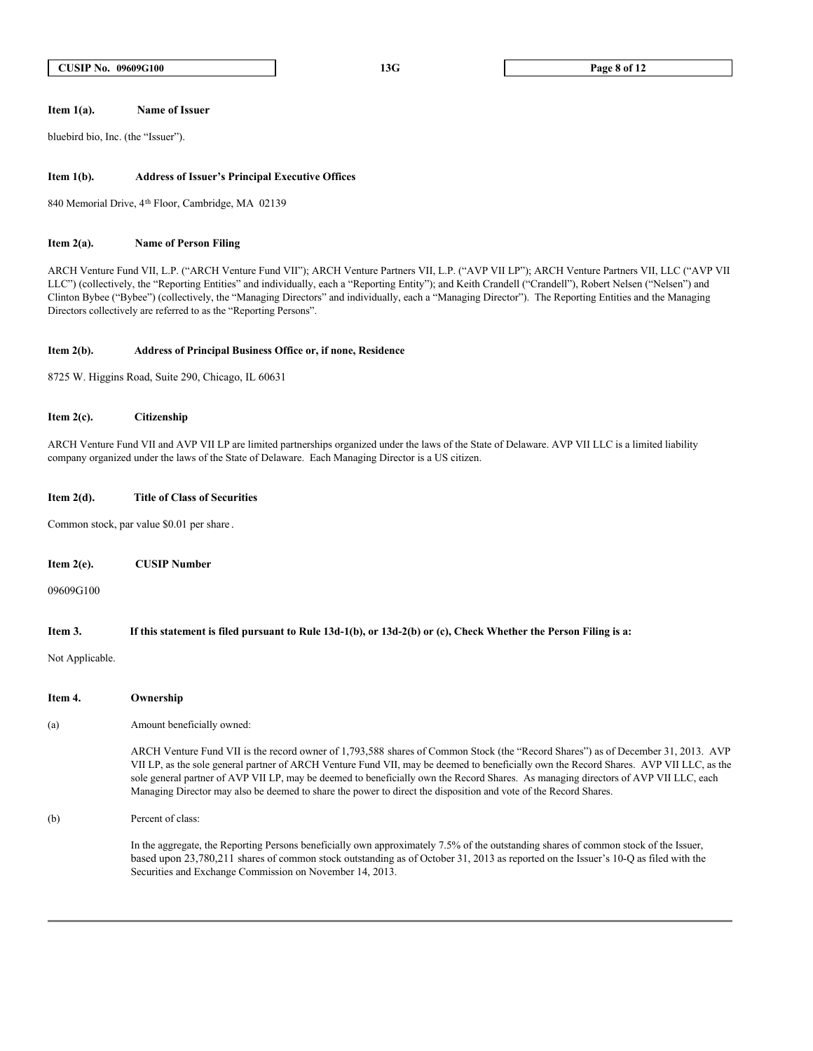**Item 1(a). Name of Issuer**

bluebird bio, Inc. (the "Issuer").

**Item 1(b). Address of Issuer's Principal Executive Offices**

840 Memorial Drive, 4th Floor, Cambridge, MA 02139

**Item 2(a). Name of Person Filing**

ARCH Venture Fund VII, L.P. ("ARCH Venture Fund VII"); ARCH Venture Partners VII, L.P. ("AVP VII LP"); ARCH Venture Partners VII, LLC ("AVP VII LLC") (collectively, the "Reporting Entities" and individually, each a "Reporting Entity"); and Keith Crandell ("Crandell"), Robert Nelsen ("Nelsen") and Clinton Bybee ("Bybee") (collectively, the "Managing Directors" and individually, each a "Managing Director"). The Reporting Entities and the Managing Directors collectively are referred to as the "Reporting Persons".

**Item 2(b). Address of Principal Business Office or, if none, Residence**

8725 W. Higgins Road, Suite 290, Chicago, IL 60631

**Item 2(c). Citizenship**

ARCH Venture Fund VII and AVP VII LP are limited partnerships organized under the laws of the State of Delaware. AVP VII LLC is a limited liability company organized under the laws of the State of Delaware. Each Managing Director is a US citizen.

**Item 2(d). Title of Class of Securities**

Common stock, par value $0.01 per share.

**Item 2(e). CUSIP Number**

09609G100

**Item 3. If this statement is filed pursuant to Rule 13d-1(b), or 13d-2(b) or (c), Check Whether the Person Filing is a:**

Not Applicable.

**Item 4. Ownership**

(a) Amount beneficially owned:

ARCH Venture Fund VII is the record owner of 1,793,588 shares of Common Stock (the "Record Shares") as of December 31, 2013. AVP VII LP, as the sole general partner of ARCH Venture Fund VII, may be deemed to beneficially own the Record Shares. AVP VII LLC, as the sole general partner of AVP VII LP, may be deemed to beneficially own the Record Shares. As managing directors of AVP VII LLC, each Managing Director may also be deemed to share the power to direct the disposition and vote of the Record Shares.

(b) Percent of class:

In the aggregate, the Reporting Persons beneficially own approximately 7.5% of the outstanding shares of common stock of the Issuer, based upon 23,780,211 shares of common stock outstanding as of October 31, 2013 as reported on the Issuer's 10-Q as filed with the Securities and Exchange Commission on November 14, 2013.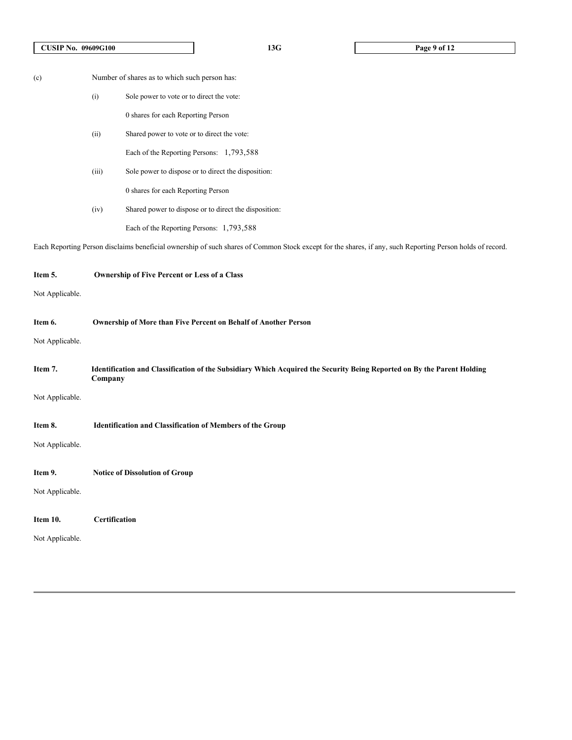(c) Number of shares as to which such person has:

(i) Sole power to vote or to direct the vote:

0 shares for each Reporting Person

(ii) Shared power to vote or to direct the vote:

Each of the Reporting Persons: 1,793,588

(iii) Sole power to dispose or to direct the disposition:

0 shares for each Reporting Person

(iv) Shared power to dispose or to direct the disposition:

Each of the Reporting Persons: 1,793,588

Each Reporting Person disclaims beneficial ownership of such shares of Common Stock except for the shares, if any, such Reporting Person holds of record.

**Item 5. Ownership of Five Percent or Less of a Class**

Not Applicable.

**Item 6. Ownership of More than Five Percent on Behalf of Another Person**

Not Applicable.

**Item 7. Identification and Classification of the Subsidiary Which Acquired the Security Being Reported on By the Parent Holding Company**

Not Applicable.

**Item 8. Identification and Classification of Members of the Group**

Not Applicable.

**Item 9. Notice of Dissolution of Group**

Not Applicable.

**Item 10. Certification**

Not Applicable.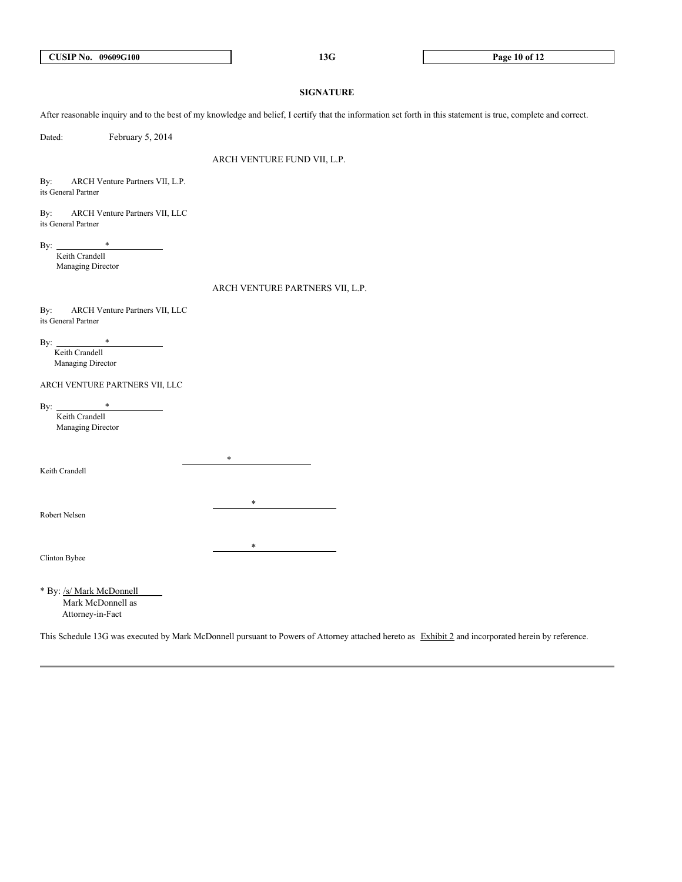## SIGNATURE

After reasonable inquiry and to the best of my knowledge and belief, I certify that the information set forth in this statement is true, complete and correct.

Dated: February 5, 2014

ARCH VENTURE FUND VII, L.P.

By: ARCH Venture Partners VII, L.P.
its General Partner

By: ARCH Venture Partners VII, LLC
its General Partner

By: *
Keith Crandell
Managing Director

ARCH VENTURE PARTNERS VII, L.P.

By: ARCH Venture Partners VII, LLC
its General Partner

By: *
Keith Crandell
Managing Director

ARCH VENTURE PARTNERS VII, LLC

By: *
Keith Crandell
Managing Director

*
Keith Crandell

*
Robert Nelsen

*
Clinton Bybee

* By: /s/ Mark McDonnell
Mark McDonnell as
Attorney-in-Fact

This Schedule 13G was executed by Mark McDonnell pursuant to Powers of Attorney attached hereto as Exhibit 2 and incorporated herein by reference.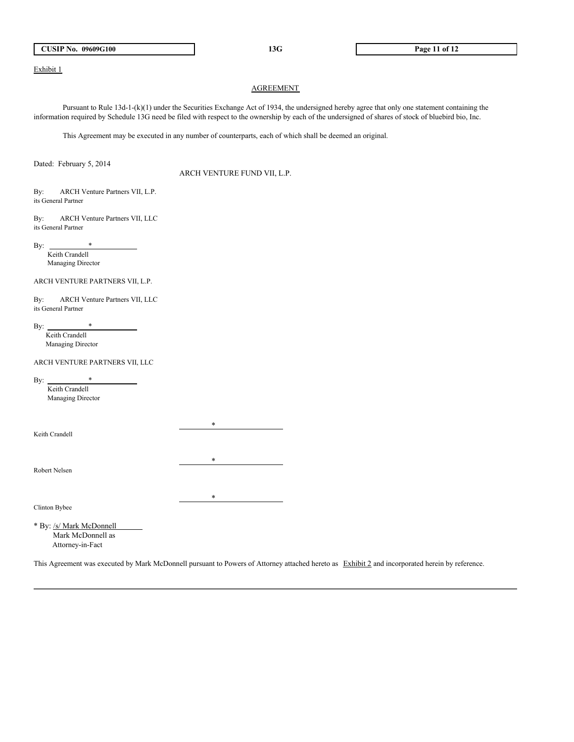Exhibit 1

## AGREEMENT

Pursuant to Rule 13d-1-(k)(1) under the Securities Exchange Act of 1934, the undersigned hereby agree that only one statement containing the information required by Schedule 13G need be filed with respect to the ownership by each of the undersigned of shares of stock of bluebird bio, Inc.

This Agreement may be executed in any number of counterparts, each of which shall be deemed an original.

Dated: February 5, 2014

ARCH VENTURE FUND VII, L.P.

By: ARCH Venture Partners VII, L.P.
its General Partner

By: ARCH Venture Partners VII, LLC
its General Partner

By: *
Keith Crandell
Managing Director

ARCH VENTURE PARTNERS VII, L.P.

By: ARCH Venture Partners VII, LLC
its General Partner

By: *
Keith Crandell
Managing Director

ARCH VENTURE PARTNERS VII, LLC

By: *
Keith Crandell
Managing Director

*
Keith Crandell

*
Robert Nelsen

*
Clinton Bybee

* By: /s/ Mark McDonnell
Mark McDonnell as
Attorney-in-Fact

This Agreement was executed by Mark McDonnell pursuant to Powers of Attorney attached hereto as Exhibit 2 and incorporated herein by reference.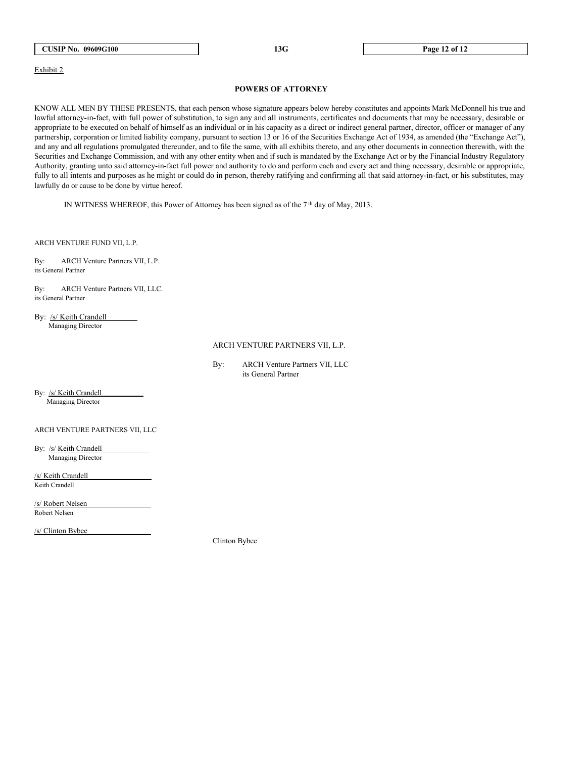Exhibit 2

**POWERS OF ATTORNEY**

KNOW ALL MEN BY THESE PRESENTS, that each person whose signature appears below hereby constitutes and appoints Mark McDonnell his true and lawful attorney-in-fact, with full power of substitution, to sign any and all instruments, certificates and documents that may be necessary, desirable or appropriate to be executed on behalf of himself as an individual or in his capacity as a direct or indirect general partner, director, officer or manager of any partnership, corporation or limited liability company, pursuant to section 13 or 16 of the Securities Exchange Act of 1934, as amended (the "Exchange Act"), and any and all regulations promulgated thereunder, and to file the same, with all exhibits thereto, and any other documents in connection therewith, with the Securities and Exchange Commission, and with any other entity when and if such is mandated by the Exchange Act or by the Financial Industry Regulatory Authority, granting unto said attorney-in-fact full power and authority to do and perform each and every act and thing necessary, desirable or appropriate, fully to all intents and purposes as he might or could do in person, thereby ratifying and confirming all that said attorney-in-fact, or his substitutes, may lawfully do or cause to be done by virtue hereof.

IN WITNESS WHEREOF, this Power of Attorney has been signed as of the 7th day of May, 2013.

ARCH VENTURE FUND VII, L.P.

By: ARCH Venture Partners VII, L.P.
its General Partner

By: ARCH Venture Partners VII, LLC.
its General Partner

By: /s/ Keith Crandell
Managing Director

ARCH VENTURE PARTNERS VII, L.P.

By: ARCH Venture Partners VII, LLC
its General Partner

By: /s/ Keith Crandell
Managing Director

ARCH VENTURE PARTNERS VII, LLC

By: /s/ Keith Crandell
Managing Director

/s/ Keith Crandell
Keith Crandell

/s/ Robert Nelsen
Robert Nelsen

/s/ Clinton Bybee
Clinton Bybee